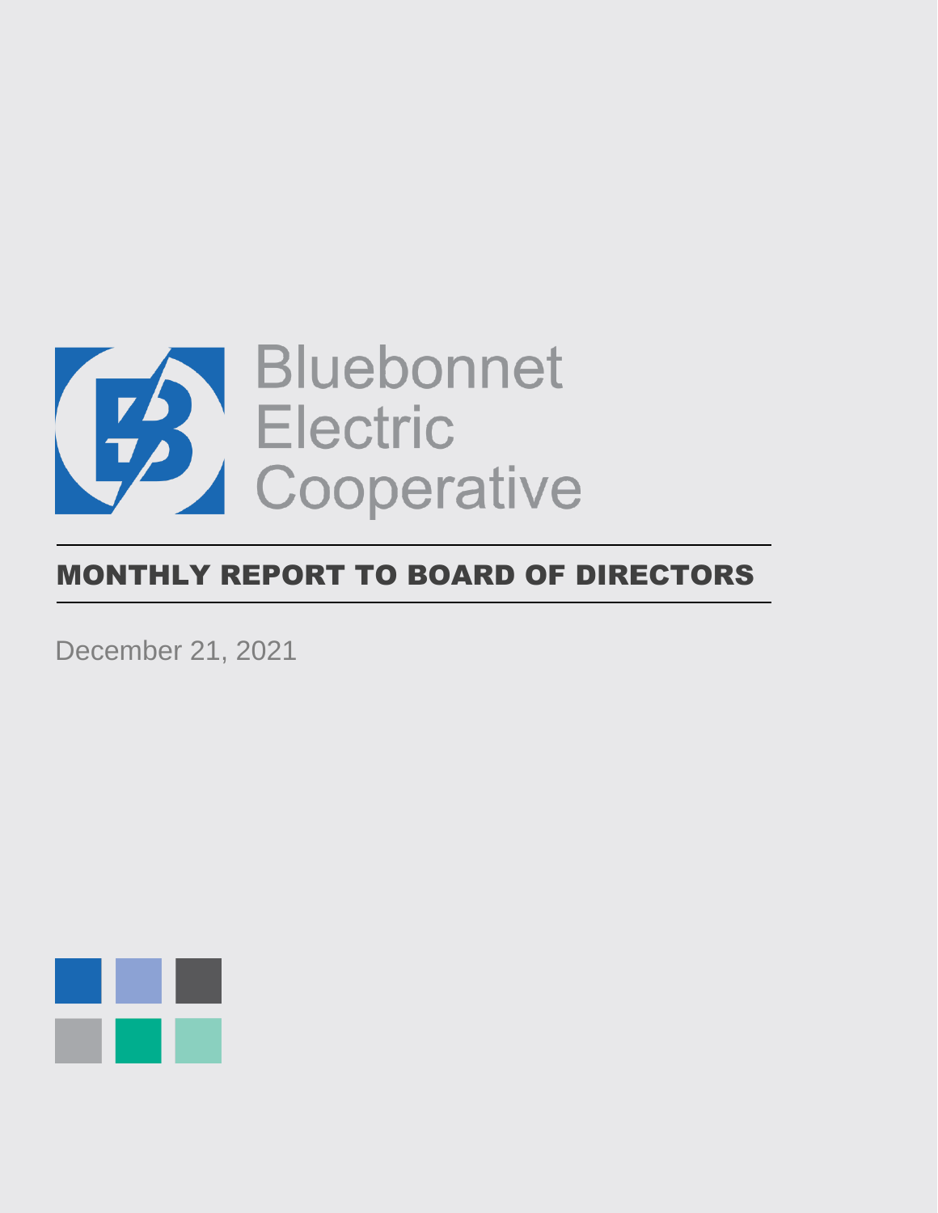Bluebonnet Electric Cooperative

# MONTHLY REPORT TO BOARD OF DIRECTORS

December 21, 2021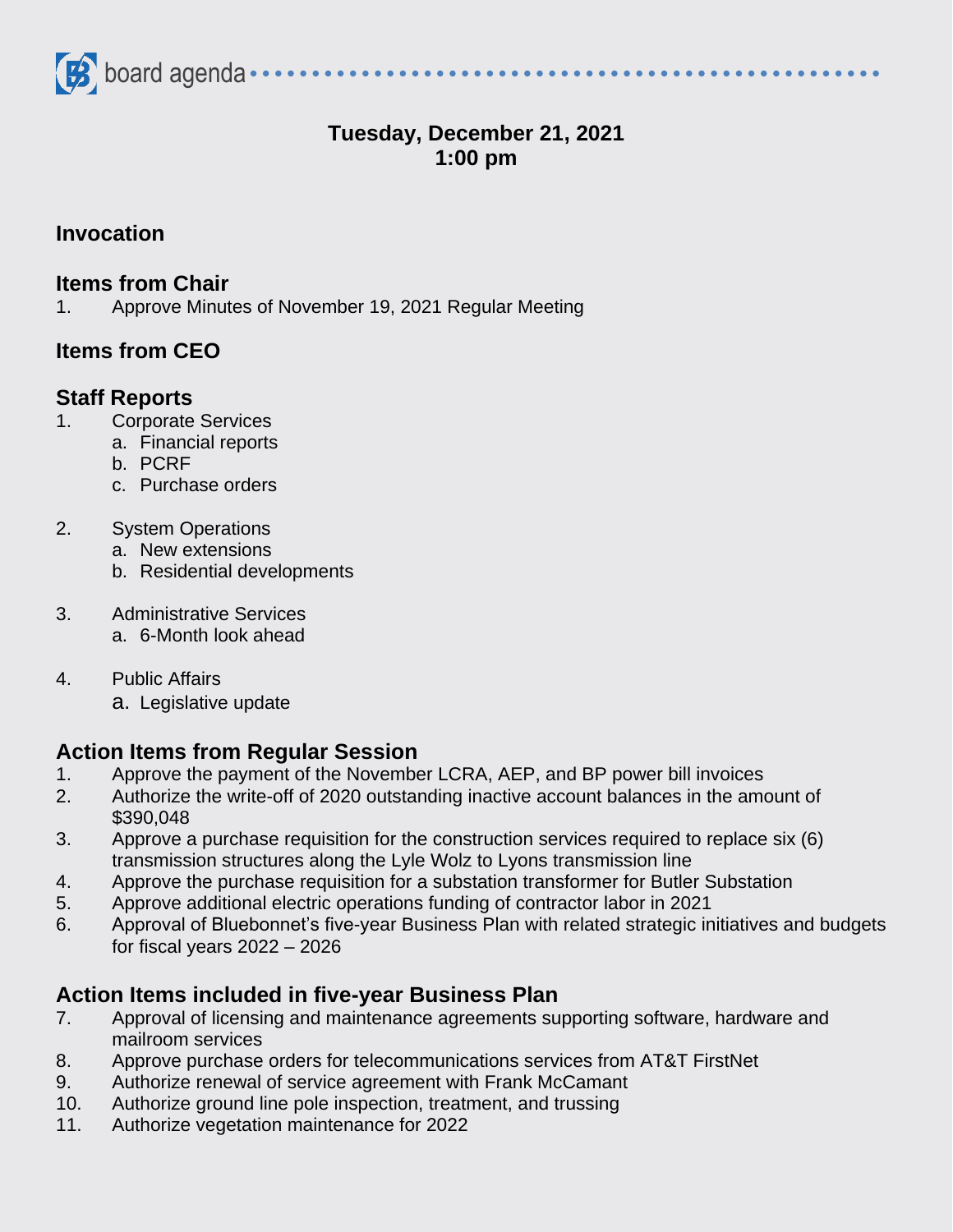board agenda

**Tuesday, December 21, 2021**
**1:00 pm**

## Invocation

## Items from Chair

1. Approve Minutes of November 19, 2021 Regular Meeting

## Items from CEO

## Staff Reports

1. Corporate Services
   a. Financial reports
   b. PCRF
   c. Purchase orders

2. System Operations
   a. New extensions
   b. Residential developments

3. Administrative Services
   a. 6-Month look ahead

4. Public Affairs
   a. Legislative update

## Action Items from Regular Session

1. Approve the payment of the November LCRA, AEP, and BP power bill invoices
2. Authorize the write-off of 2020 outstanding inactive account balances in the amount of $390,048
3. Approve a purchase requisition for the construction services required to replace six (6) transmission structures along the Lyle Wolz to Lyons transmission line
4. Approve the purchase requisition for a substation transformer for Butler Substation
5. Approve additional electric operations funding of contractor labor in 2021
6. Approval of Bluebonnet's five-year Business Plan with related strategic initiatives and budgets for fiscal years 2022 – 2026

## Action Items included in five-year Business Plan

7. Approval of licensing and maintenance agreements supporting software, hardware and mailroom services
8. Approve purchase orders for telecommunications services from AT&T FirstNet
9. Authorize renewal of service agreement with Frank McCamant
10. Authorize ground line pole inspection, treatment, and trussing
11. Authorize vegetation maintenance for 2022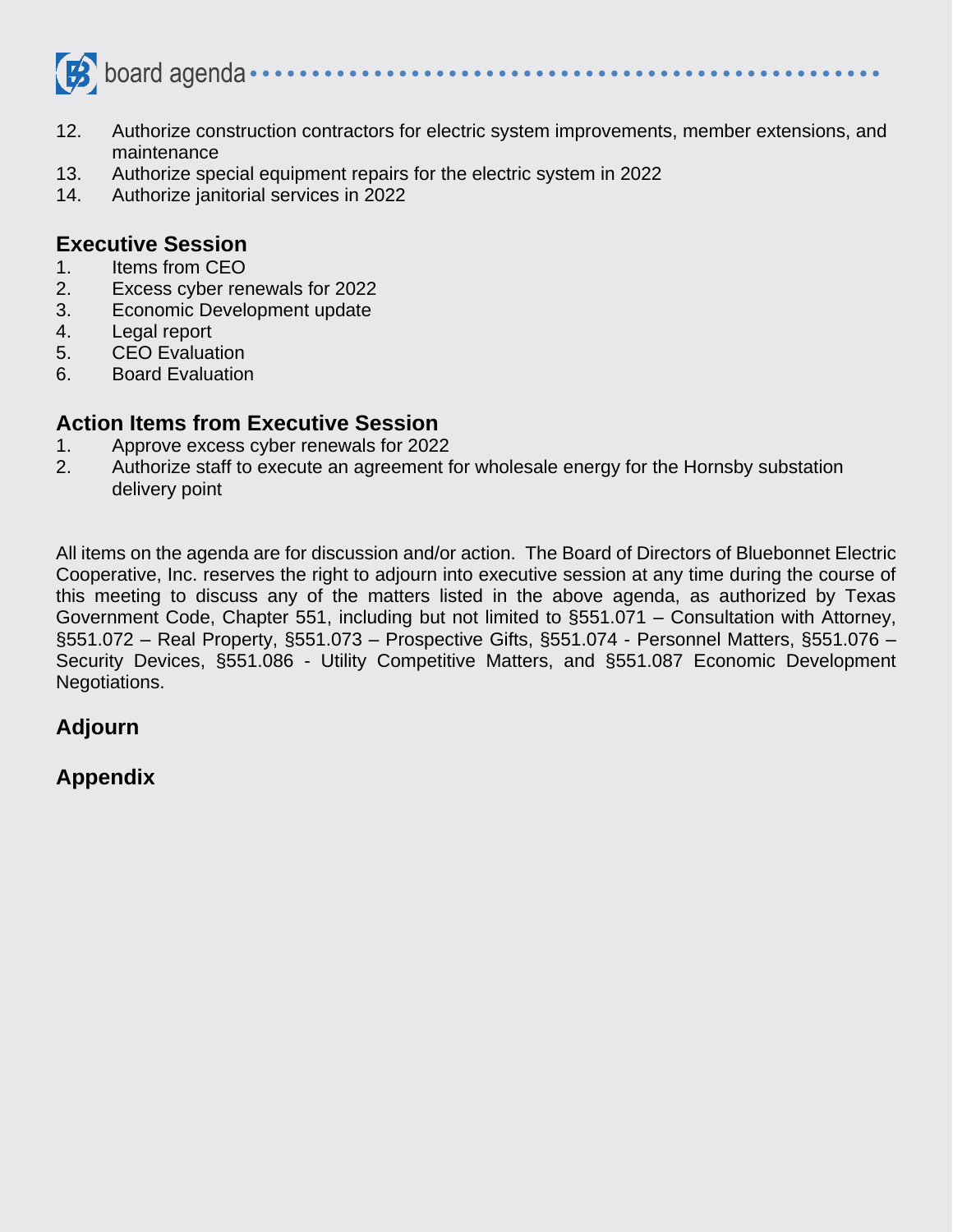12. Authorize construction contractors for electric system improvements, member extensions, and maintenance
13. Authorize special equipment repairs for the electric system in 2022
14. Authorize janitorial services in 2022

## Executive Session

1. Items from CEO
2. Excess cyber renewals for 2022
3. Economic Development update
4. Legal report
5. CEO Evaluation
6. Board Evaluation

## Action Items from Executive Session

1. Approve excess cyber renewals for 2022
2. Authorize staff to execute an agreement for wholesale energy for the Hornsby substation delivery point

All items on the agenda are for discussion and/or action. The Board of Directors of Bluebonnet Electric Cooperative, Inc. reserves the right to adjourn into executive session at any time during the course of this meeting to discuss any of the matters listed in the above agenda, as authorized by Texas Government Code, Chapter 551, including but not limited to §551.071 – Consultation with Attorney, §551.072 – Real Property, §551.073 – Prospective Gifts, §551.074 - Personnel Matters, §551.076 – Security Devices, §551.086 - Utility Competitive Matters, and §551.087 Economic Development Negotiations.

## Adjourn

## Appendix